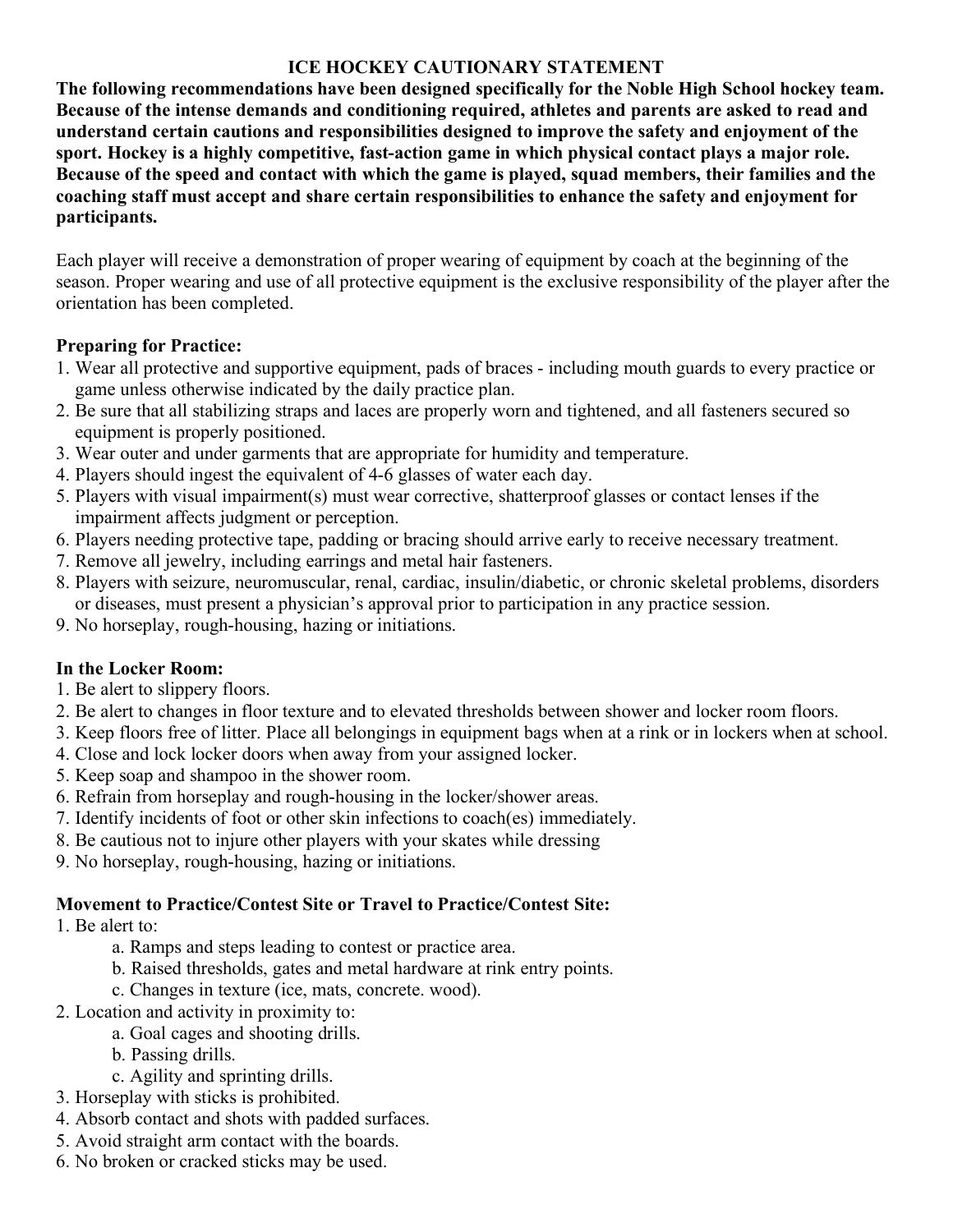# ICE HOCKEY CAUTIONARY STATEMENT

**The following recommendations have been designed specifically for the Noble High School hockey team. Because of the intense demands and conditioning required, athletes and parents are asked to read and understand certain cautions and responsibilities designed to improve the safety and enjoyment of the sport. Hockey is a highly competitive, fast-action game in which physical contact plays a major role. Because of the speed and contact with which the game is played, squad members, their families and the coaching staff must accept and share certain responsibilities to enhance the safety and enjoyment for participants.**

Each player will receive a demonstration of proper wearing of equipment by coach at the beginning of the season. Proper wearing and use of all protective equipment is the exclusive responsibility of the player after the orientation has been completed.

**Preparing for Practice:**

1. Wear all protective and supportive equipment, pads of braces - including mouth guards to every practice or game unless otherwise indicated by the daily practice plan.
2. Be sure that all stabilizing straps and laces are properly worn and tightened, and all fasteners secured so equipment is properly positioned.
3. Wear outer and under garments that are appropriate for humidity and temperature.
4. Players should ingest the equivalent of 4-6 glasses of water each day.
5. Players with visual impairment(s) must wear corrective, shatterproof glasses or contact lenses if the impairment affects judgment or perception.
6. Players needing protective tape, padding or bracing should arrive early to receive necessary treatment.
7. Remove all jewelry, including earrings and metal hair fasteners.
8. Players with seizure, neuromuscular, renal, cardiac, insulin/diabetic, or chronic skeletal problems, disorders or diseases, must present a physician's approval prior to participation in any practice session.
9. No horseplay, rough-housing, hazing or initiations.

**In the Locker Room:**

1. Be alert to slippery floors.
2. Be alert to changes in floor texture and to elevated thresholds between shower and locker room floors.
3. Keep floors free of litter. Place all belongings in equipment bags when at a rink or in lockers when at school.
4. Close and lock locker doors when away from your assigned locker.
5. Keep soap and shampoo in the shower room.
6. Refrain from horseplay and rough-housing in the locker/shower areas.
7. Identify incidents of foot or other skin infections to coach(es) immediately.
8. Be cautious not to injure other players with your skates while dressing
9. No horseplay, rough-housing, hazing or initiations.

**Movement to Practice/Contest Site or Travel to Practice/Contest Site:**

1. Be alert to:
   a. Ramps and steps leading to contest or practice area.
   b. Raised thresholds, gates and metal hardware at rink entry points.
   c. Changes in texture (ice, mats, concrete. wood).
2. Location and activity in proximity to:
   a. Goal cages and shooting drills.
   b. Passing drills.
   c. Agility and sprinting drills.
3. Horseplay with sticks is prohibited.
4. Absorb contact and shots with padded surfaces.
5. Avoid straight arm contact with the boards.
6. No broken or cracked sticks may be used.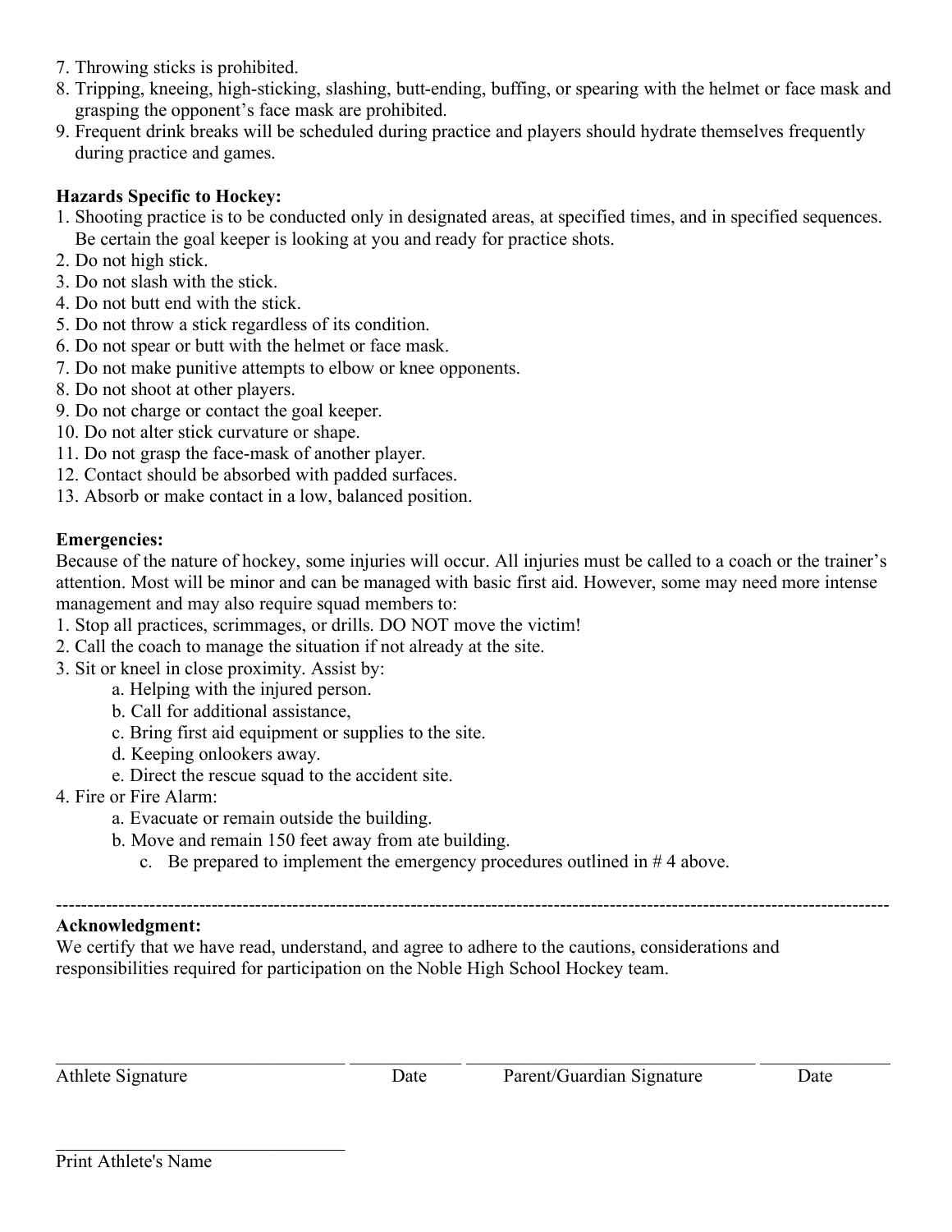7. Throwing sticks is prohibited.
8. Tripping, kneeing, high-sticking, slashing, butt-ending, buffing, or spearing with the helmet or face mask and grasping the opponent's face mask are prohibited.
9. Frequent drink breaks will be scheduled during practice and players should hydrate themselves frequently during practice and games.

**Hazards Specific to Hockey:**

1. Shooting practice is to be conducted only in designated areas, at specified times, and in specified sequences. Be certain the goal keeper is looking at you and ready for practice shots.
2. Do not high stick.
3. Do not slash with the stick.
4. Do not butt end with the stick.
5. Do not throw a stick regardless of its condition.
6. Do not spear or butt with the helmet or face mask.
7. Do not make punitive attempts to elbow or knee opponents.
8. Do not shoot at other players.
9. Do not charge or contact the goal keeper.
10. Do not alter stick curvature or shape.
11. Do not grasp the face-mask of another player.
12. Contact should be absorbed with padded surfaces.
13. Absorb or make contact in a low, balanced position.

**Emergencies:**

Because of the nature of hockey, some injuries will occur. All injuries must be called to a coach or the trainer's attention. Most will be minor and can be managed with basic first aid. However, some may need more intense management and may also require squad members to:

1. Stop all practices, scrimmages, or drills. DO NOT move the victim!
2. Call the coach to manage the situation if not already at the site.
3. Sit or kneel in close proximity. Assist by:
   a. Helping with the injured person.
   b. Call for additional assistance,
   c. Bring first aid equipment or supplies to the site.
   d. Keeping onlookers away.
   e. Direct the rescue squad to the accident site.
4. Fire or Fire Alarm:
   a. Evacuate or remain outside the building.
   b. Move and remain 150 feet away from ate building.
      c. Be prepared to implement the emergency procedures outlined in # 4 above.

---

**Acknowledgment:**

We certify that we have read, understand, and agree to adhere to the cautions, considerations and responsibilities required for participation on the Noble High School Hockey team.

\_\_\_\_\_\_\_\_\_\_\_\_\_\_\_\_\_\_\_\_\_\_\_\_\_\_\_\_ \_\_\_\_\_\_\_\_\_\_ \_\_\_\_\_\_\_\_\_\_\_\_\_\_\_\_\_\_\_\_\_\_\_\_\_\_\_\_ \_\_\_\_\_\_\_\_\_\_

Athlete Signature Date Parent/Guardian Signature Date

\_\_\_\_\_\_\_\_\_\_\_\_\_\_\_\_\_\_\_\_\_\_\_\_\_\_\_\_

Print Athlete's Name